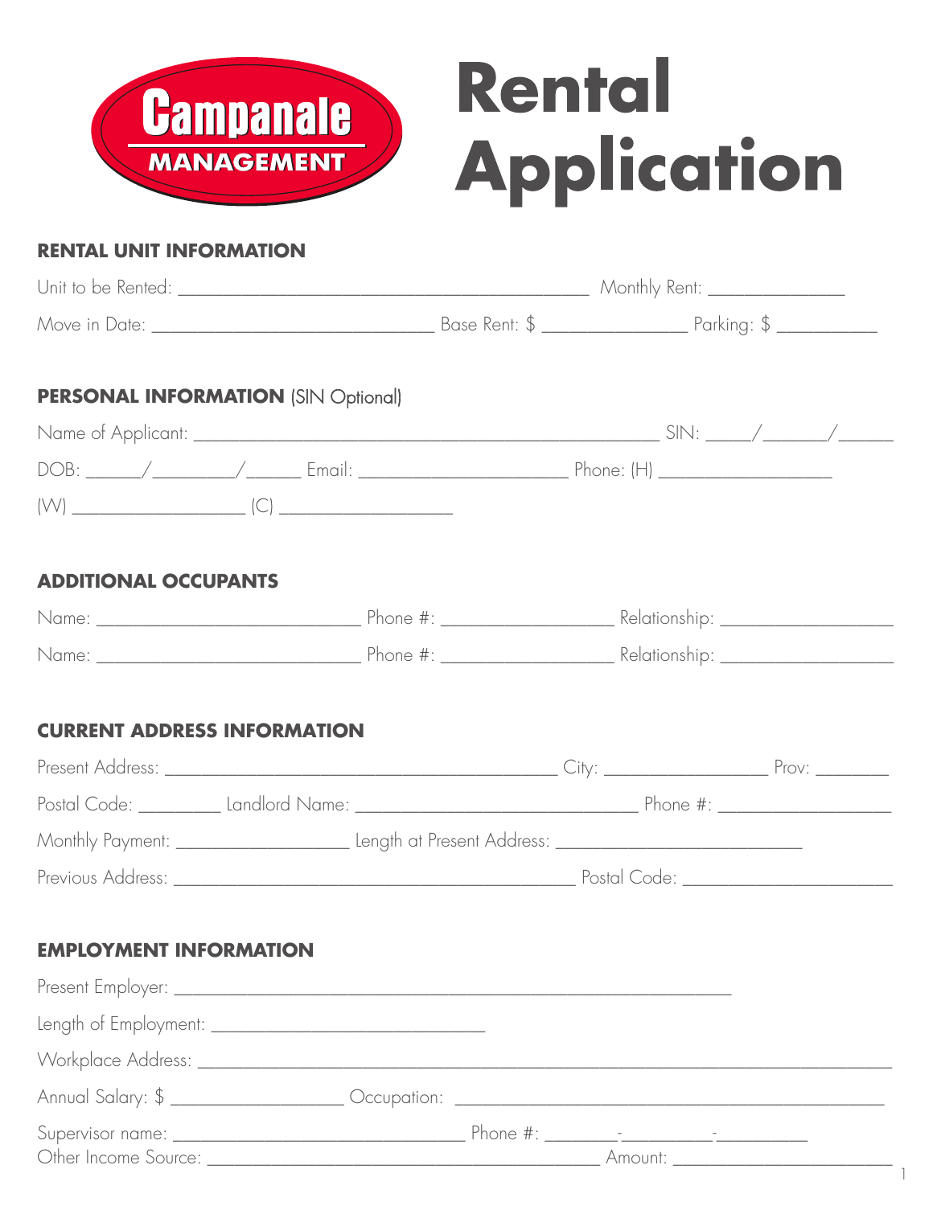Campanale MANAGEMENT

# Rental Application

## RENTAL UNIT INFORMATION

Unit to be Rented: ______________________________________________ Monthly Rent: _______________

Move in Date: ______________________________ Base Rent: $ ________________ Parking: $ ___________

## PERSONAL INFORMATION (SIN Optional)

Name of Applicant: ____________________________________________________ SIN: _____/_______/______

DOB: ______/_________/______ Email: _______________________ Phone: (H) ___________________

(W) ___________________ (C) ___________________

## ADDITIONAL OCCUPANTS

Name: _____________________________ Phone #: ___________________ Relationship: ___________________

Name: _____________________________ Phone #: ___________________ Relationship: ___________________

## CURRENT ADDRESS INFORMATION

Present Address: ___________________________________________ City: __________________ Prov: ________

Postal Code: ________ Landlord Name: _______________________________ Phone #: ___________________

Monthly Payment: ___________________ Length at Present Address: ___________________________

Previous Address: ____________________________________________ Postal Code: _______________________

## EMPLOYMENT INFORMATION

Present Employer: _____________________________________________________________

Length of Employment: ______________________________

Workplace Address: _____________________________________________________________________________

Annual Salary: $ ___________________ Occupation: ________________________________________________

Supervisor name: ________________________________ Phone #: ________-__________-__________

Other Income Source: ___________________________________________ Amount: ________________________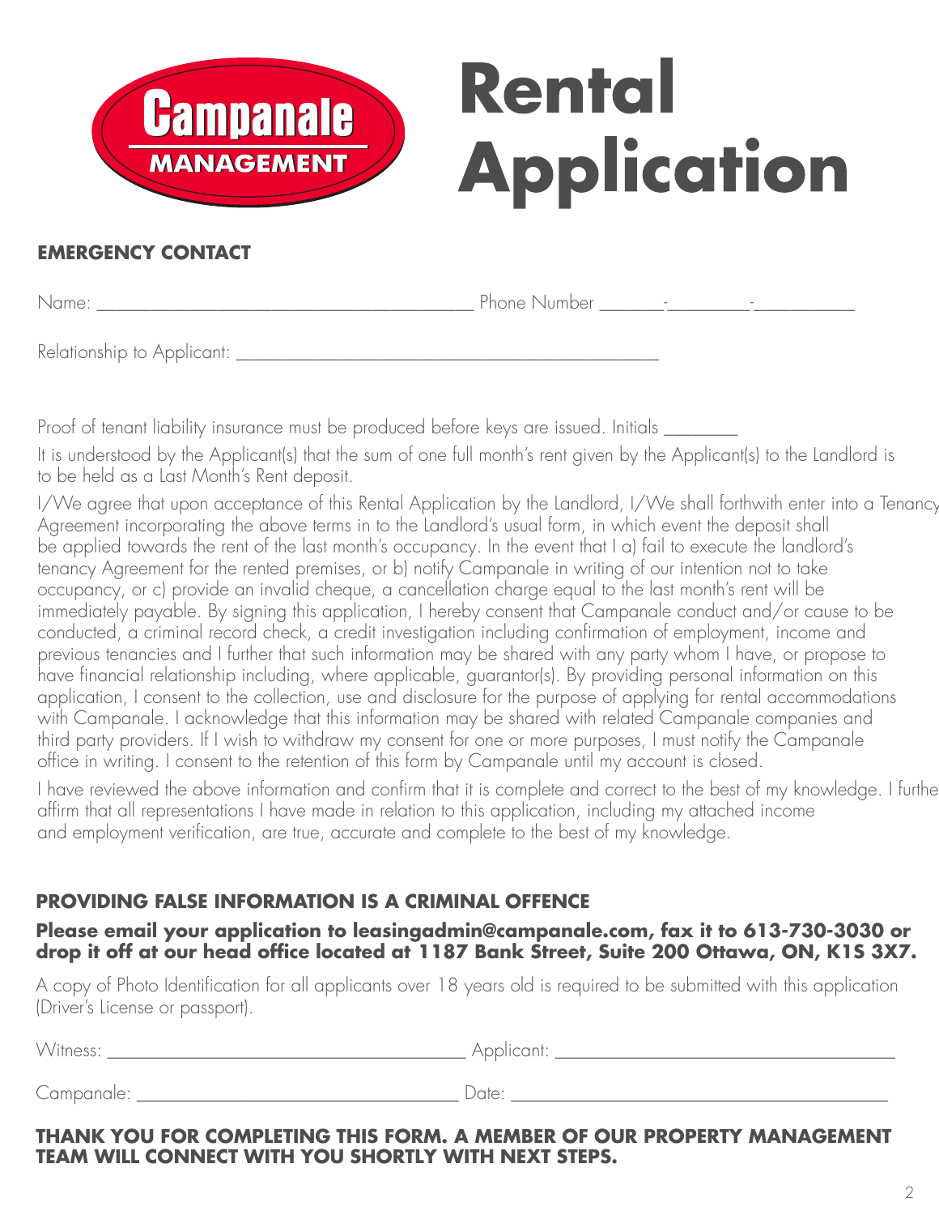Campanale MANAGEMENT

# Rental Application

## EMERGENCY CONTACT

Name: ________________________________________ Phone Number _______-_________-___________

Relationship to Applicant: ____________________________________________

Proof of tenant liability insurance must be produced before keys are issued. Initials ________

It is understood by the Applicant(s) that the sum of one full month's rent given by the Applicant(s) to the Landlord is to be held as a Last Month's Rent deposit.

I/We agree that upon acceptance of this Rental Application by the Landlord, I/We shall forthwith enter into a Tenancy Agreement incorporating the above terms in to the Landlord's usual form, in which event the deposit shall be applied towards the rent of the last month's occupancy. In the event that I a) fail to execute the landlord's tenancy Agreement for the rented premises, or b) notify Campanale in writing of our intention not to take occupancy, or c) provide an invalid cheque, a cancellation charge equal to the last month's rent will be immediately payable. By signing this application, I hereby consent that Campanale conduct and/or cause to be conducted, a criminal record check, a credit investigation including confirmation of employment, income and previous tenancies and I further that such information may be shared with any party whom I have, or propose to have financial relationship including, where applicable, guarantor(s). By providing personal information on this application, I consent to the collection, use and disclosure for the purpose of applying for rental accommodations with Campanale. I acknowledge that this information may be shared with related Campanale companies and third party providers. If I wish to withdraw my consent for one or more purposes, I must notify the Campanale office in writing. I consent to the retention of this form by Campanale until my account is closed.

I have reviewed the above information and confirm that it is complete and correct to the best of my knowledge. I furthe affirm that all representations I have made in relation to this application, including my attached income and employment verification, are true, accurate and complete to the best of my knowledge.

**PROVIDING FALSE INFORMATION IS A CRIMINAL OFFENCE**

**Please email your application to leasingadmin@campanale.com, fax it to 613-730-3030 or drop it off at our head office located at 1187 Bank Street, Suite 200 Ottawa, ON, K1S 3X7.**

A copy of Photo Identification for all applicants over 18 years old is required to be submitted with this application (Driver's License or passport).

Witness: ________________________________________ Applicant: ______________________________________

Campanale: ____________________________________ Date: __________________________________________

**THANK YOU FOR COMPLETING THIS FORM. A MEMBER OF OUR PROPERTY MANAGEMENT TEAM WILL CONNECT WITH YOU SHORTLY WITH NEXT STEPS.**